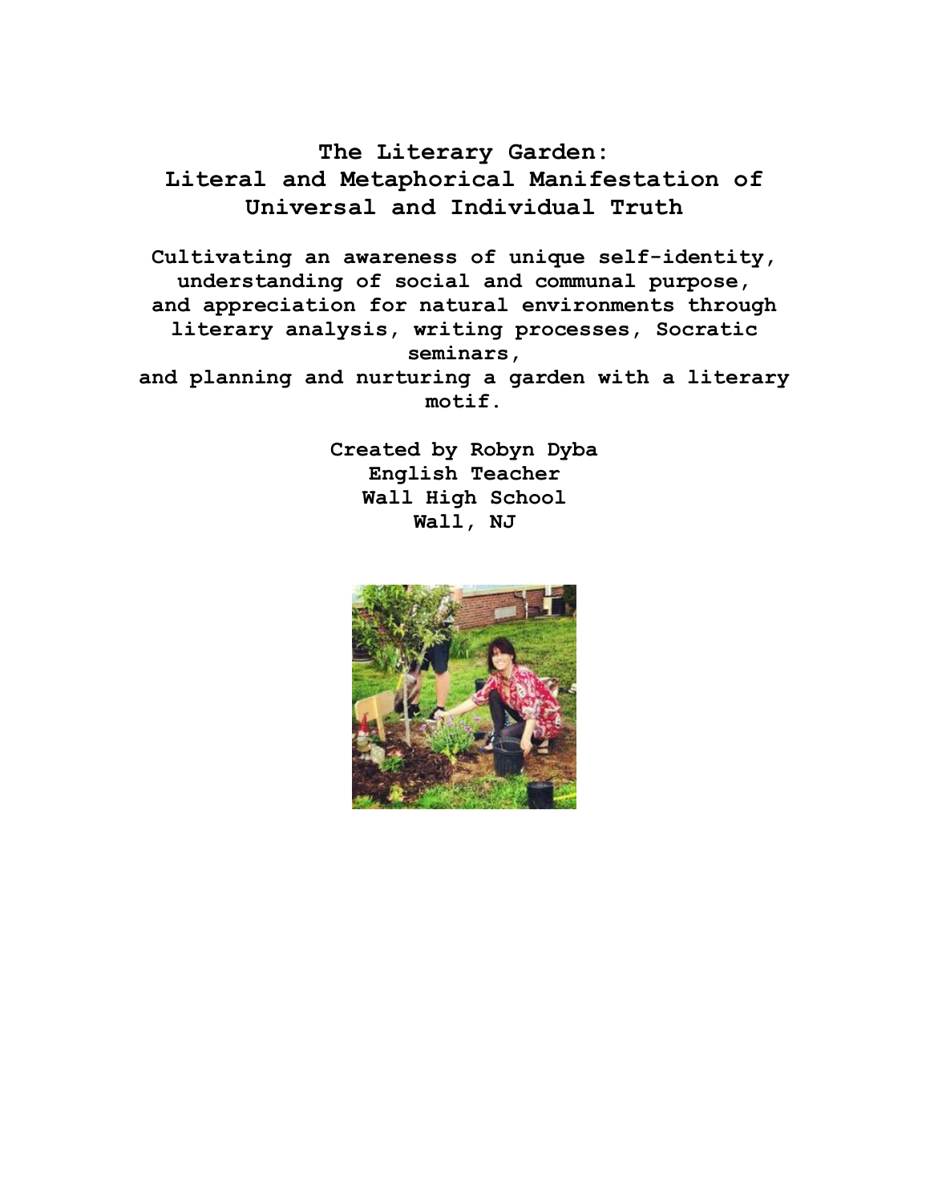# The Literary Garden:
# Literal and Metaphorical Manifestation of Universal and Individual Truth

**Cultivating an awareness of unique self-identity, understanding of social and communal purpose, and appreciation for natural environments through literary analysis, writing processes, Socratic seminars, and planning and nurturing a garden with a literary motif.**

**Created by Robyn Dyba**
**English Teacher**
**Wall High School**
**Wall, NJ**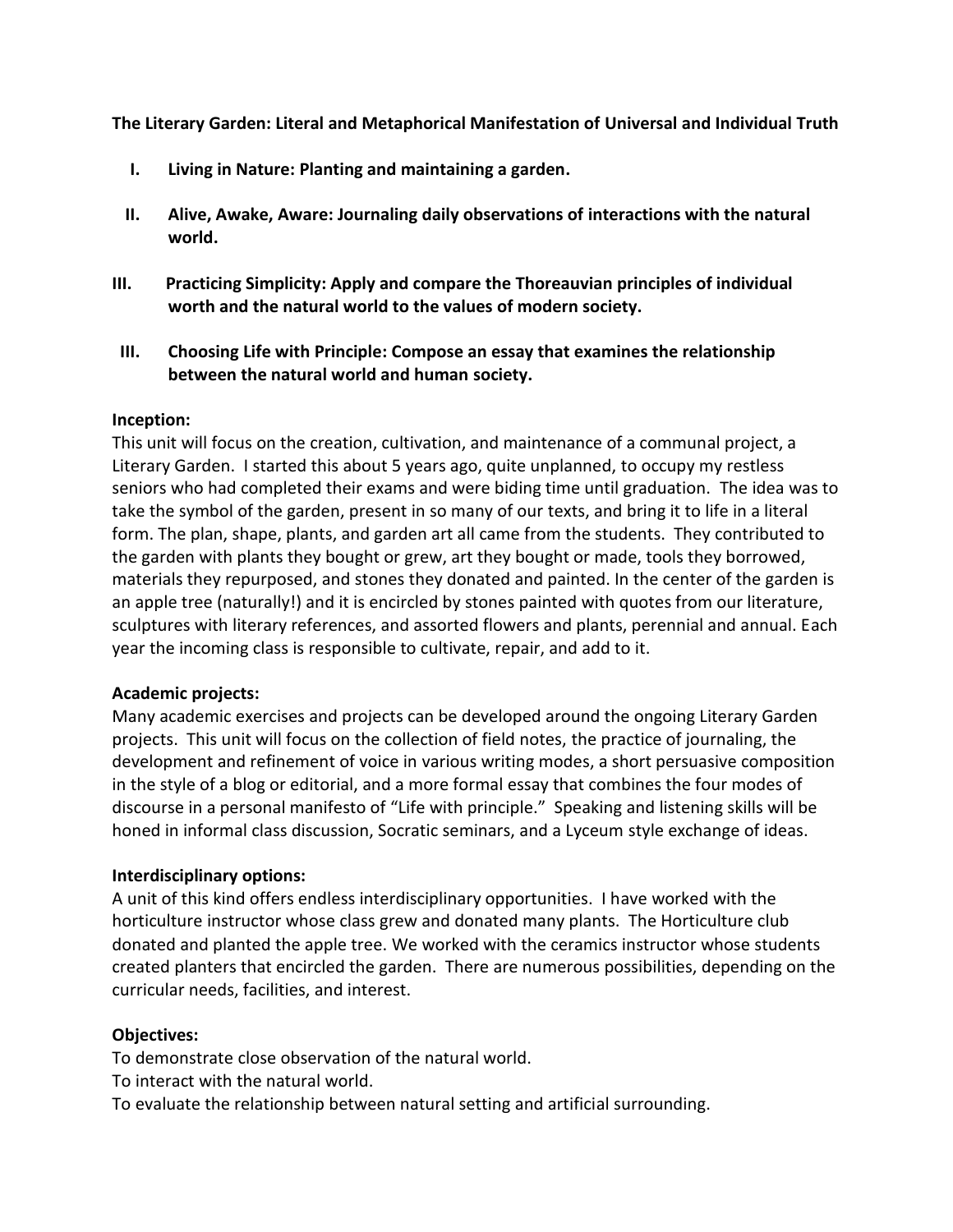**The Literary Garden: Literal and Metaphorical Manifestation of Universal and Individual Truth**

I. **Living in Nature: Planting and maintaining a garden.**

II. **Alive, Awake, Aware: Journaling daily observations of interactions with the natural world.**

III. **Practicing Simplicity: Apply and compare the Thoreauvian principles of individual worth and the natural world to the values of modern society.**

III. **Choosing Life with Principle: Compose an essay that examines the relationship between the natural world and human society.**

**Inception:**

This unit will focus on the creation, cultivation, and maintenance of a communal project, a Literary Garden. I started this about 5 years ago, quite unplanned, to occupy my restless seniors who had completed their exams and were biding time until graduation. The idea was to take the symbol of the garden, present in so many of our texts, and bring it to life in a literal form. The plan, shape, plants, and garden art all came from the students. They contributed to the garden with plants they bought or grew, art they bought or made, tools they borrowed, materials they repurposed, and stones they donated and painted. In the center of the garden is an apple tree (naturally!) and it is encircled by stones painted with quotes from our literature, sculptures with literary references, and assorted flowers and plants, perennial and annual. Each year the incoming class is responsible to cultivate, repair, and add to it.

**Academic projects:**

Many academic exercises and projects can be developed around the ongoing Literary Garden projects. This unit will focus on the collection of field notes, the practice of journaling, the development and refinement of voice in various writing modes, a short persuasive composition in the style of a blog or editorial, and a more formal essay that combines the four modes of discourse in a personal manifesto of "Life with principle." Speaking and listening skills will be honed in informal class discussion, Socratic seminars, and a Lyceum style exchange of ideas.

**Interdisciplinary options:**

A unit of this kind offers endless interdisciplinary opportunities. I have worked with the horticulture instructor whose class grew and donated many plants. The Horticulture club donated and planted the apple tree. We worked with the ceramics instructor whose students created planters that encircled the garden. There are numerous possibilities, depending on the curricular needs, facilities, and interest.

**Objectives:**

To demonstrate close observation of the natural world.
To interact with the natural world.
To evaluate the relationship between natural setting and artificial surrounding.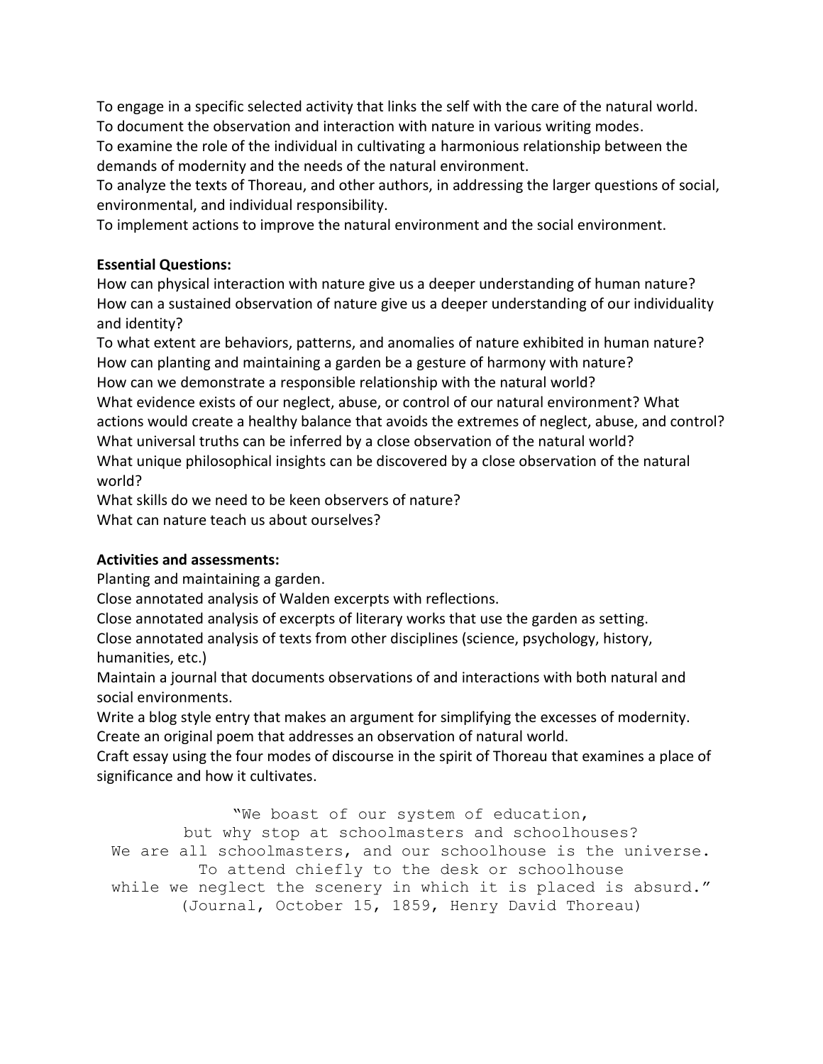To engage in a specific selected activity that links the self with the care of the natural world.
To document the observation and interaction with nature in various writing modes.
To examine the role of the individual in cultivating a harmonious relationship between the demands of modernity and the needs of the natural environment.
To analyze the texts of Thoreau, and other authors, in addressing the larger questions of social, environmental, and individual responsibility.
To implement actions to improve the natural environment and the social environment.

**Essential Questions:**

How can physical interaction with nature give us a deeper understanding of human nature?
How can a sustained observation of nature give us a deeper understanding of our individuality and identity?
To what extent are behaviors, patterns, and anomalies of nature exhibited in human nature?
How can planting and maintaining a garden be a gesture of harmony with nature?
How can we demonstrate a responsible relationship with the natural world?
What evidence exists of our neglect, abuse, or control of our natural environment? What actions would create a healthy balance that avoids the extremes of neglect, abuse, and control?
What universal truths can be inferred by a close observation of the natural world?
What unique philosophical insights can be discovered by a close observation of the natural world?
What skills do we need to be keen observers of nature?
What can nature teach us about ourselves?

**Activities and assessments:**

Planting and maintaining a garden.
Close annotated analysis of Walden excerpts with reflections.
Close annotated analysis of excerpts of literary works that use the garden as setting.
Close annotated analysis of texts from other disciplines (science, psychology, history, humanities, etc.)
Maintain a journal that documents observations of and interactions with both natural and social environments.
Write a blog style entry that makes an argument for simplifying the excesses of modernity.
Create an original poem that addresses an observation of natural world.
Craft essay using the four modes of discourse in the spirit of Thoreau that examines a place of significance and how it cultivates.

"We boast of our system of education,
but why stop at schoolmasters and schoolhouses?
We are all schoolmasters, and our schoolhouse is the universe.
To attend chiefly to the desk or schoolhouse
while we neglect the scenery in which it is placed is absurd."
(Journal, October 15, 1859, Henry David Thoreau)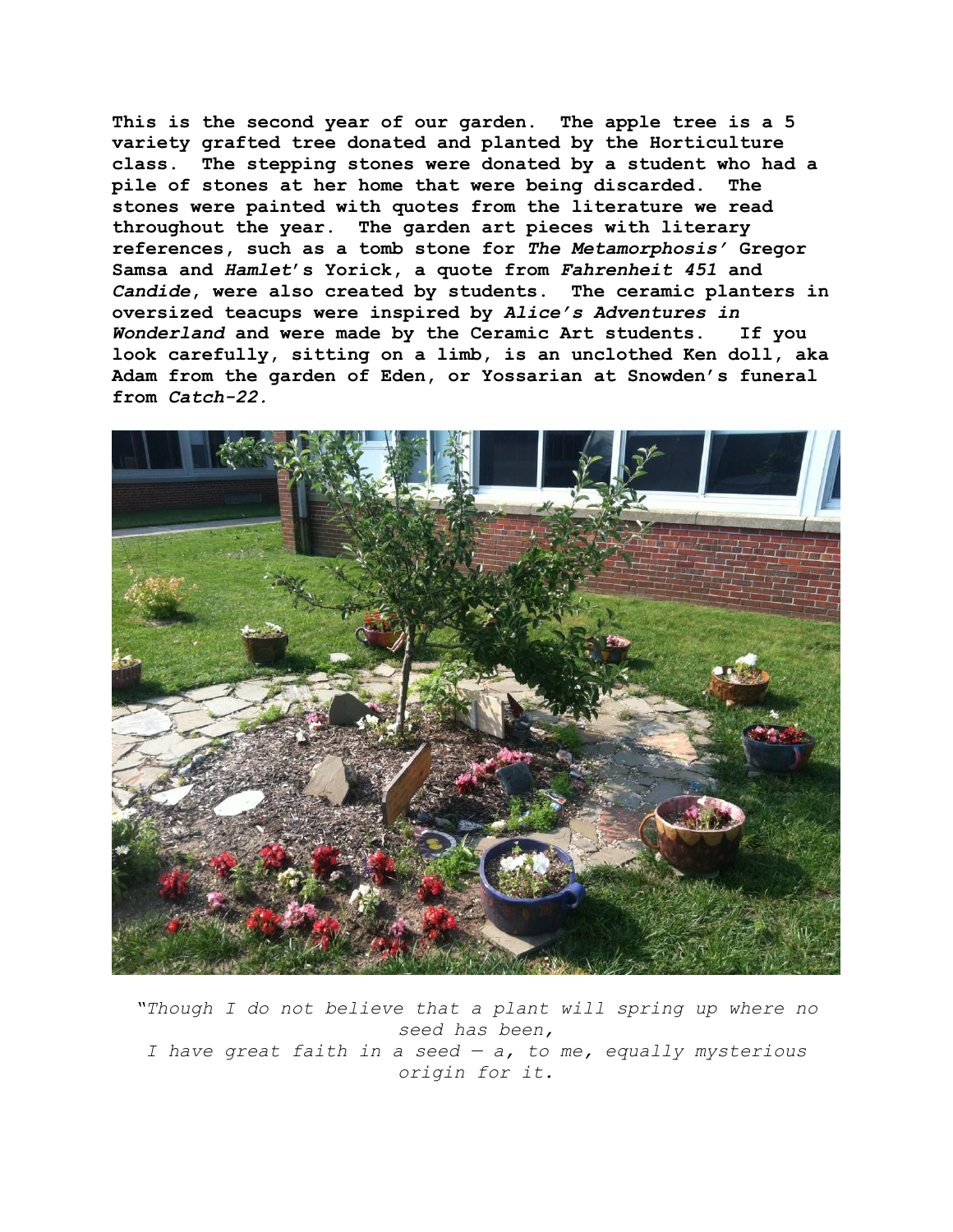**This is the second year of our garden. The apple tree is a 5 variety grafted tree donated and planted by the Horticulture class. The stepping stones were donated by a student who had a pile of stones at her home that were being discarded. The stones were painted with quotes from the literature we read throughout the year. The garden art pieces with literary references, such as a tomb stone for *The Metamorphosis'* Gregor Samsa and *Hamlet*'s Yorick, a quote from *Fahrenheit 451* and *Candide*, were also created by students. The ceramic planters in oversized teacups were inspired by *Alice's Adventures in Wonderland* and were made by the Ceramic Art students. If you look carefully, sitting on a limb, is an unclothed Ken doll, aka Adam from the garden of Eden, or Yossarian at Snowden's funeral from *Catch-22.***

*"Though I do not believe that a plant will spring up where no seed has been,*
*I have great faith in a seed — a, to me, equally mysterious origin for it.*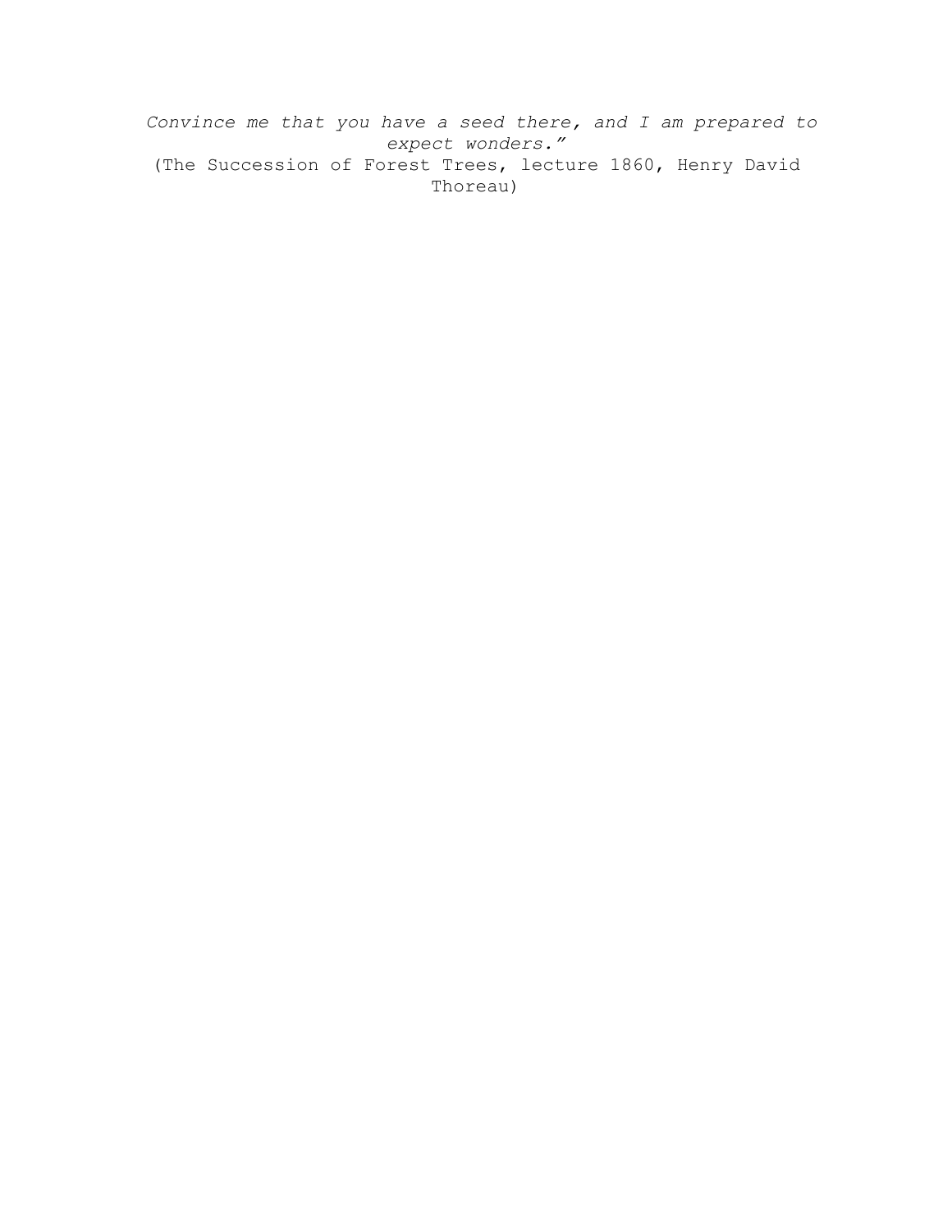*Convince me that you have a seed there, and I am prepared to expect wonders.”*

(The Succession of Forest Trees, lecture 1860, Henry David Thoreau)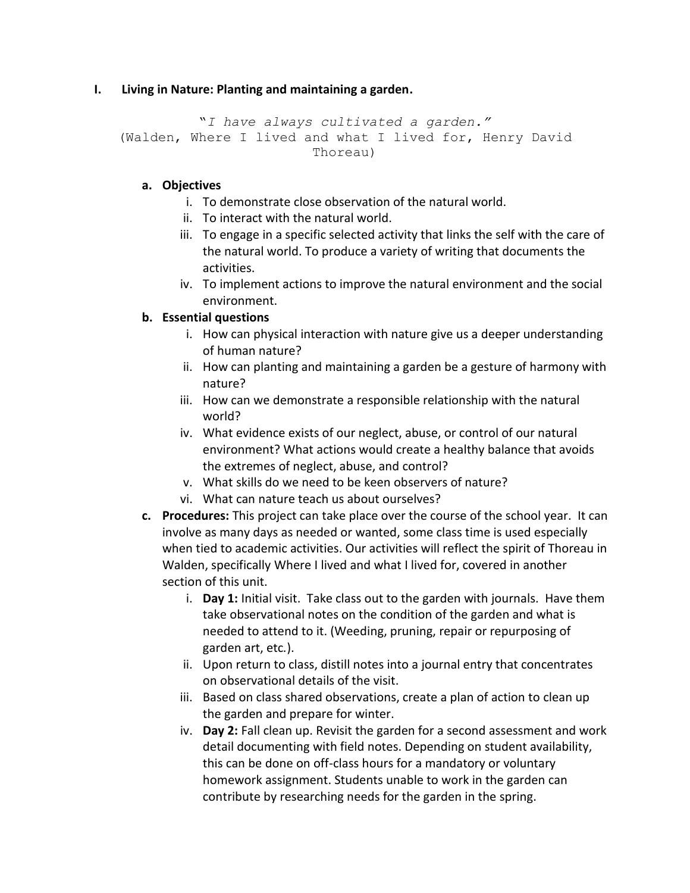# I. Living in Nature: Planting and maintaining a garden.

*"I have always cultivated a garden."*
(Walden, Where I lived and what I lived for, Henry David Thoreau)

## a. Objectives

i. To demonstrate close observation of the natural world.
ii. To interact with the natural world.
iii. To engage in a specific selected activity that links the self with the care of the natural world. To produce a variety of writing that documents the activities.
iv. To implement actions to improve the natural environment and the social environment.

## b. Essential questions

i. How can physical interaction with nature give us a deeper understanding of human nature?
ii. How can planting and maintaining a garden be a gesture of harmony with nature?
iii. How can we demonstrate a responsible relationship with the natural world?
iv. What evidence exists of our neglect, abuse, or control of our natural environment? What actions would create a healthy balance that avoids the extremes of neglect, abuse, and control?
v. What skills do we need to be keen observers of nature?
vi. What can nature teach us about ourselves?

## c. Procedures:

This project can take place over the course of the school year. It can involve as many days as needed or wanted, some class time is used especially when tied to academic activities. Our activities will reflect the spirit of Thoreau in Walden, specifically Where I lived and what I lived for, covered in another section of this unit.

i. **Day 1:** Initial visit. Take class out to the garden with journals. Have them take observational notes on the condition of the garden and what is needed to attend to it. (Weeding, pruning, repair or repurposing of garden art, etc.).
ii. Upon return to class, distill notes into a journal entry that concentrates on observational details of the visit.
iii. Based on class shared observations, create a plan of action to clean up the garden and prepare for winter.
iv. **Day 2:** Fall clean up. Revisit the garden for a second assessment and work detail documenting with field notes. Depending on student availability, this can be done on off-class hours for a mandatory or voluntary homework assignment. Students unable to work in the garden can contribute by researching needs for the garden in the spring.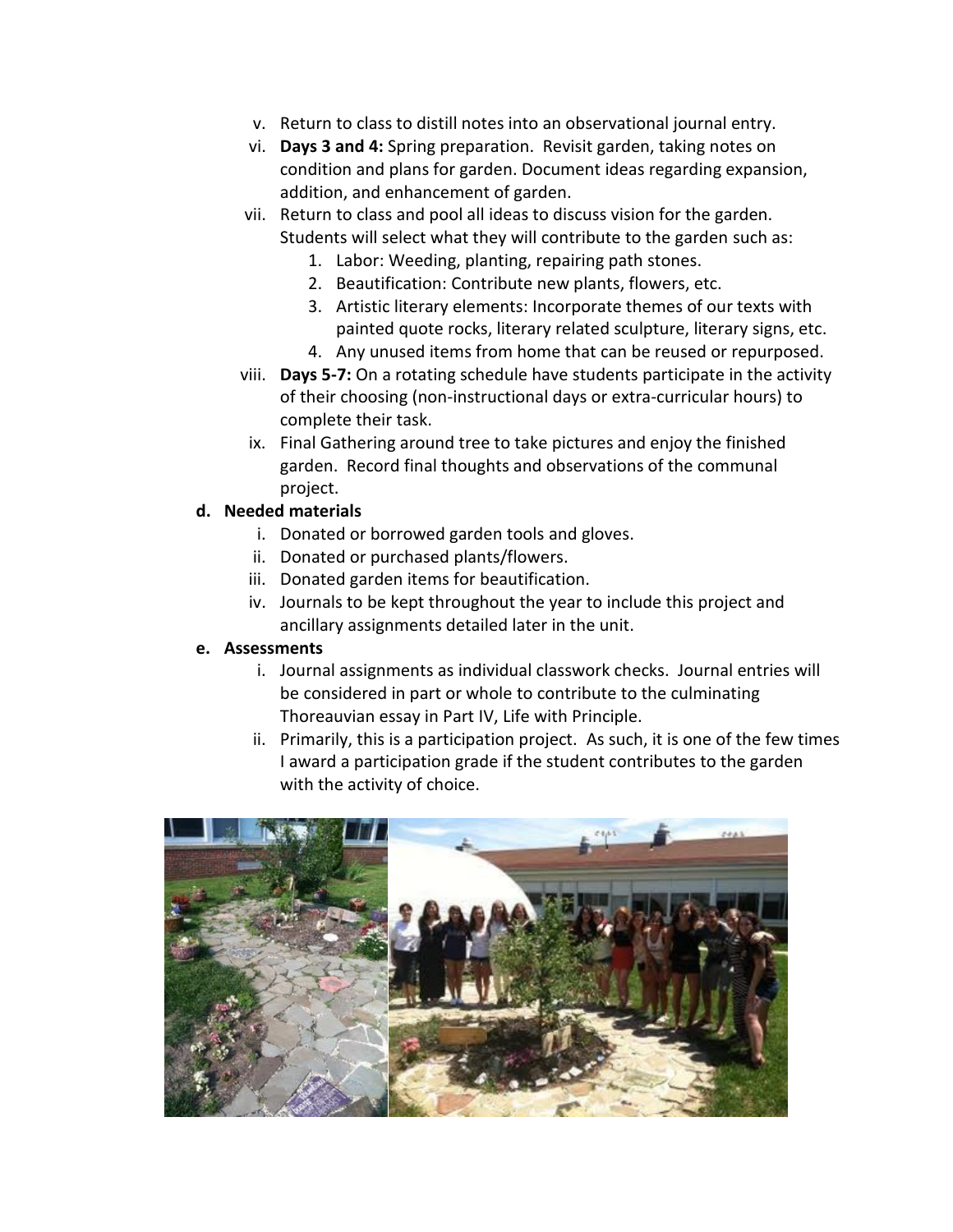v. Return to class to distill notes into an observational journal entry.

vi. **Days 3 and 4:** Spring preparation. Revisit garden, taking notes on condition and plans for garden. Document ideas regarding expansion, addition, and enhancement of garden.

vii. Return to class and pool all ideas to discuss vision for the garden. Students will select what they will contribute to the garden such as:

1. Labor: Weeding, planting, repairing path stones.
2. Beautification: Contribute new plants, flowers, etc.
3. Artistic literary elements: Incorporate themes of our texts with painted quote rocks, literary related sculpture, literary signs, etc.
4. Any unused items from home that can be reused or repurposed.

viii. **Days 5-7:** On a rotating schedule have students participate in the activity of their choosing (non-instructional days or extra-curricular hours) to complete their task.

ix. Final Gathering around tree to take pictures and enjoy the finished garden. Record final thoughts and observations of the communal project.

**d. Needed materials**

i. Donated or borrowed garden tools and gloves.

ii. Donated or purchased plants/flowers.

iii. Donated garden items for beautification.

iv. Journals to be kept throughout the year to include this project and ancillary assignments detailed later in the unit.

**e. Assessments**

i. Journal assignments as individual classwork checks. Journal entries will be considered in part or whole to contribute to the culminating Thoreauvian essay in Part IV, Life with Principle.

ii. Primarily, this is a participation project. As such, it is one of the few times I award a participation grade if the student contributes to the garden with the activity of choice.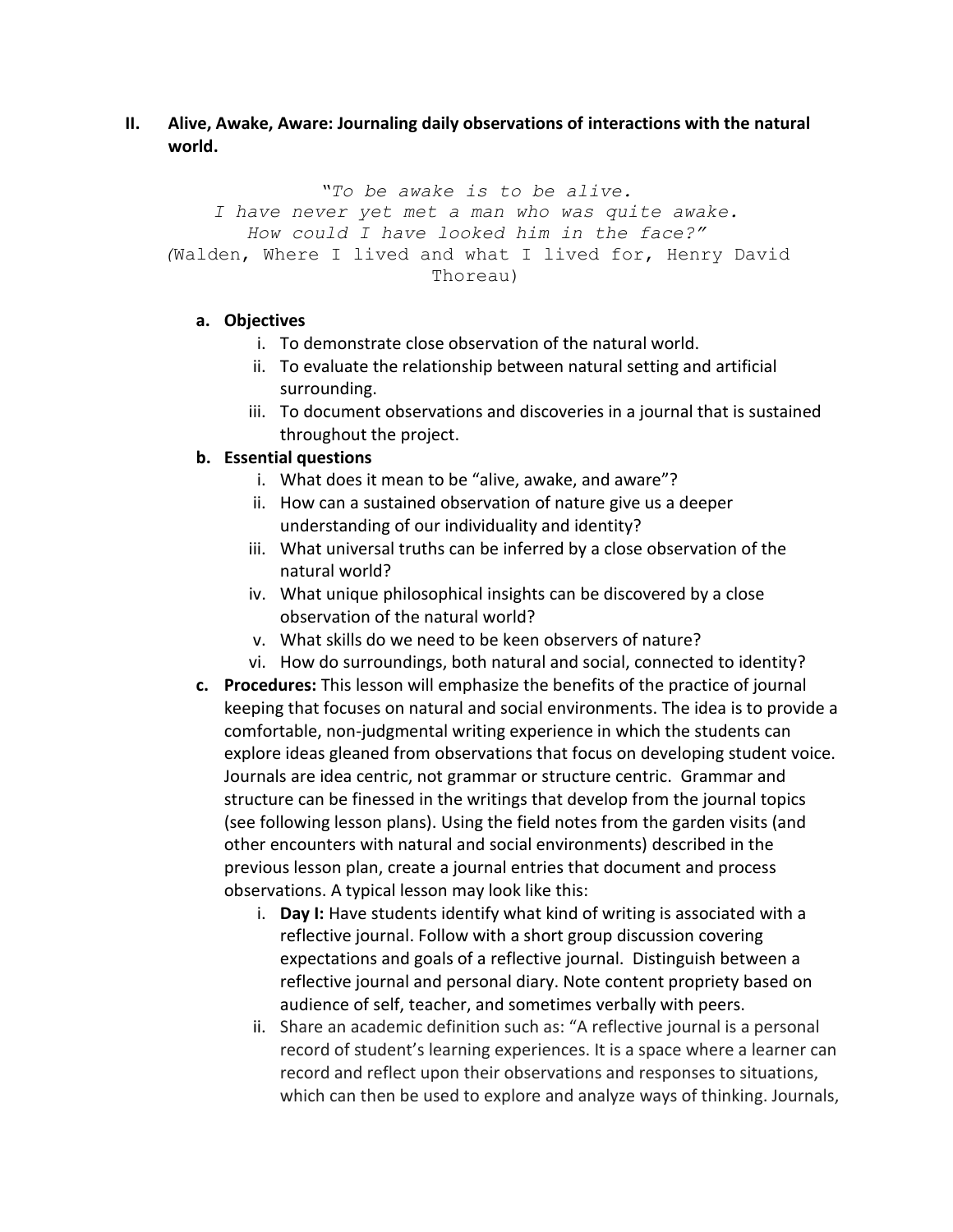## II. Alive, Awake, Aware: Journaling daily observations of interactions with the natural world.

*"To be awake is to be alive.*
*I have never yet met a man who was quite awake.*
*How could I have looked him in the face?"*
*(*Walden, Where I lived and what I lived for, Henry David Thoreau)

**a. Objectives**

i. To demonstrate close observation of the natural world.
ii. To evaluate the relationship between natural setting and artificial surrounding.
iii. To document observations and discoveries in a journal that is sustained throughout the project.

**b. Essential questions**

i. What does it mean to be "alive, awake, and aware"?
ii. How can a sustained observation of nature give us a deeper understanding of our individuality and identity?
iii. What universal truths can be inferred by a close observation of the natural world?
iv. What unique philosophical insights can be discovered by a close observation of the natural world?
v. What skills do we need to be keen observers of nature?
vi. How do surroundings, both natural and social, connected to identity?

**c. Procedures:** This lesson will emphasize the benefits of the practice of journal keeping that focuses on natural and social environments. The idea is to provide a comfortable, non-judgmental writing experience in which the students can explore ideas gleaned from observations that focus on developing student voice. Journals are idea centric, not grammar or structure centric. Grammar and structure can be finessed in the writings that develop from the journal topics (see following lesson plans). Using the field notes from the garden visits (and other encounters with natural and social environments) described in the previous lesson plan, create a journal entries that document and process observations. A typical lesson may look like this:

i. **Day I:** Have students identify what kind of writing is associated with a reflective journal. Follow with a short group discussion covering expectations and goals of a reflective journal. Distinguish between a reflective journal and personal diary. Note content propriety based on audience of self, teacher, and sometimes verbally with peers.
ii. Share an academic definition such as: "A reflective journal is a personal record of student's learning experiences. It is a space where a learner can record and reflect upon their observations and responses to situations, which can then be used to explore and analyze ways of thinking. Journals,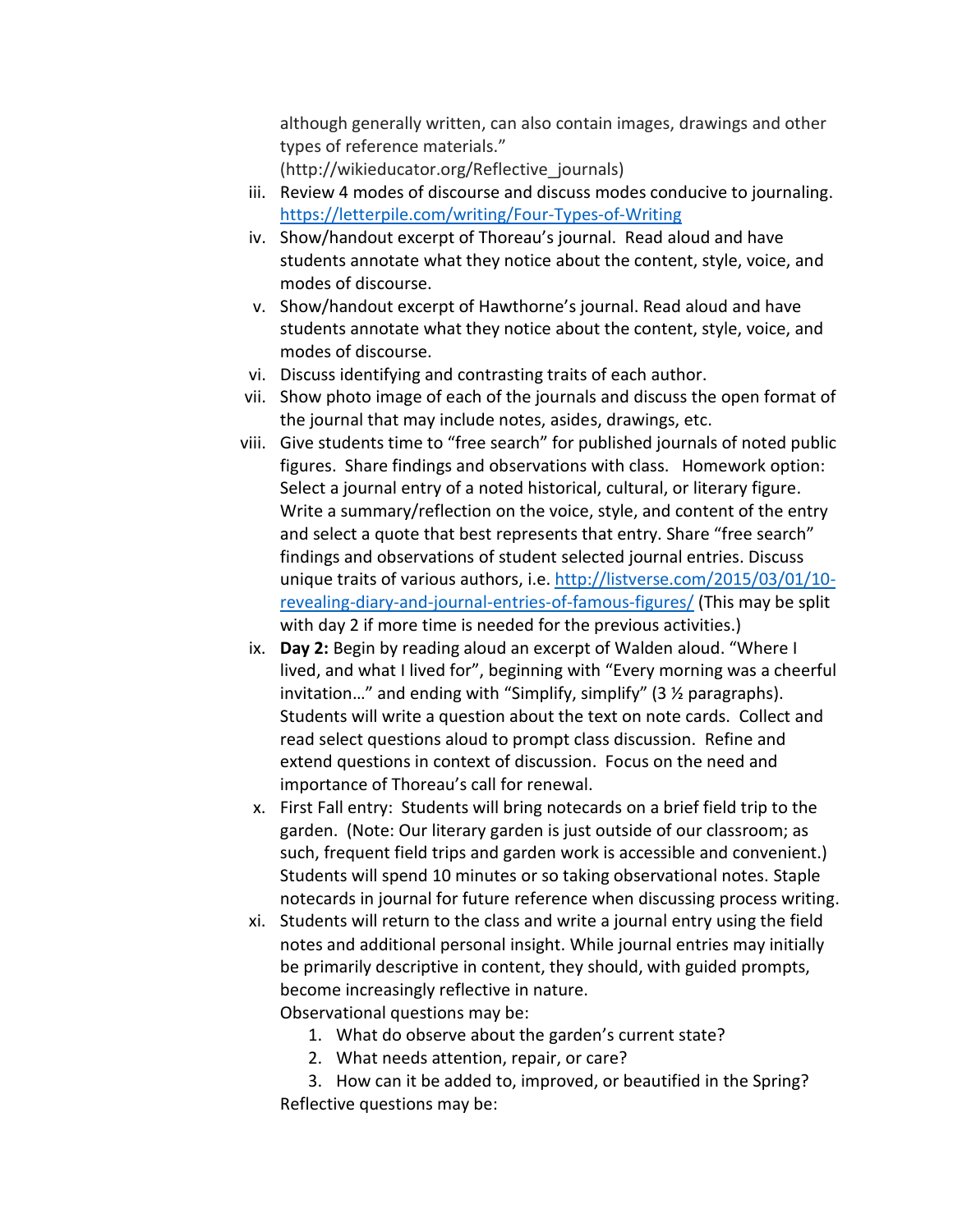although generally written, can also contain images, drawings and other types of reference materials."
(http://wikieducator.org/Reflective_journals)

iii. Review 4 modes of discourse and discuss modes conducive to journaling. https://letterpile.com/writing/Four-Types-of-Writing
iv. Show/handout excerpt of Thoreau's journal. Read aloud and have students annotate what they notice about the content, style, voice, and modes of discourse.
v. Show/handout excerpt of Hawthorne's journal. Read aloud and have students annotate what they notice about the content, style, voice, and modes of discourse.
vi. Discuss identifying and contrasting traits of each author.
vii. Show photo image of each of the journals and discuss the open format of the journal that may include notes, asides, drawings, etc.
viii. Give students time to "free search" for published journals of noted public figures. Share findings and observations with class. Homework option: Select a journal entry of a noted historical, cultural, or literary figure. Write a summary/reflection on the voice, style, and content of the entry and select a quote that best represents that entry. Share "free search" findings and observations of student selected journal entries. Discuss unique traits of various authors, i.e. http://listverse.com/2015/03/01/10-revealing-diary-and-journal-entries-of-famous-figures/ (This may be split with day 2 if more time is needed for the previous activities.)
ix. **Day 2:** Begin by reading aloud an excerpt of Walden aloud. "Where I lived, and what I lived for", beginning with "Every morning was a cheerful invitation…" and ending with "Simplify, simplify" (3 ½ paragraphs). Students will write a question about the text on note cards. Collect and read select questions aloud to prompt class discussion. Refine and extend questions in context of discussion. Focus on the need and importance of Thoreau's call for renewal.
x. First Fall entry: Students will bring notecards on a brief field trip to the garden. (Note: Our literary garden is just outside of our classroom; as such, frequent field trips and garden work is accessible and convenient.) Students will spend 10 minutes or so taking observational notes. Staple notecards in journal for future reference when discussing process writing.
xi. Students will return to the class and write a journal entry using the field notes and additional personal insight. While journal entries may initially be primarily descriptive in content, they should, with guided prompts, become increasingly reflective in nature.
Observational questions may be:
    1. What do observe about the garden's current state?
    2. What needs attention, repair, or care?
    3. How can it be added to, improved, or beautified in the Spring?

Reflective questions may be: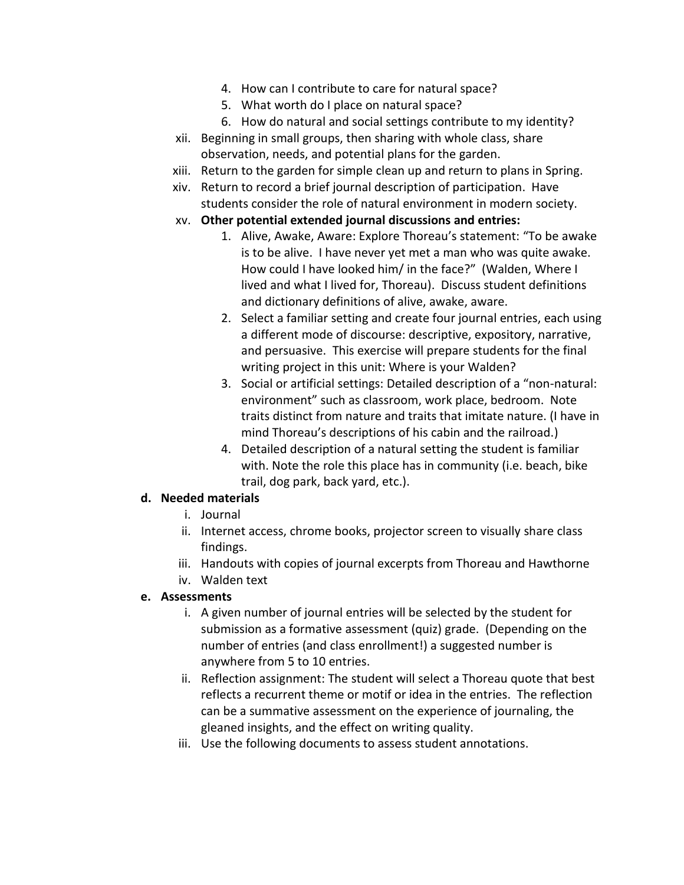4. How can I contribute to care for natural space?
5. What worth do I place on natural space?
6. How do natural and social settings contribute to my identity?

xii. Beginning in small groups, then sharing with whole class, share observation, needs, and potential plans for the garden.

xiii. Return to the garden for simple clean up and return to plans in Spring.

xiv. Return to record a brief journal description of participation. Have students consider the role of natural environment in modern society.

xv. **Other potential extended journal discussions and entries:**

1. Alive, Awake, Aware: Explore Thoreau's statement: "To be awake is to be alive. I have never yet met a man who was quite awake. How could I have looked him/ in the face?" (Walden, Where I lived and what I lived for, Thoreau). Discuss student definitions and dictionary definitions of alive, awake, aware.
2. Select a familiar setting and create four journal entries, each using a different mode of discourse: descriptive, expository, narrative, and persuasive. This exercise will prepare students for the final writing project in this unit: Where is your Walden?
3. Social or artificial settings: Detailed description of a "non-natural: environment" such as classroom, work place, bedroom. Note traits distinct from nature and traits that imitate nature. (I have in mind Thoreau's descriptions of his cabin and the railroad.)
4. Detailed description of a natural setting the student is familiar with. Note the role this place has in community (i.e. beach, bike trail, dog park, back yard, etc.).

**d. Needed materials**

i. Journal

ii. Internet access, chrome books, projector screen to visually share class findings.

iii. Handouts with copies of journal excerpts from Thoreau and Hawthorne

iv. Walden text

**e. Assessments**

i. A given number of journal entries will be selected by the student for submission as a formative assessment (quiz) grade. (Depending on the number of entries (and class enrollment!) a suggested number is anywhere from 5 to 10 entries.

ii. Reflection assignment: The student will select a Thoreau quote that best reflects a recurrent theme or motif or idea in the entries. The reflection can be a summative assessment on the experience of journaling, the gleaned insights, and the effect on writing quality.

iii. Use the following documents to assess student annotations.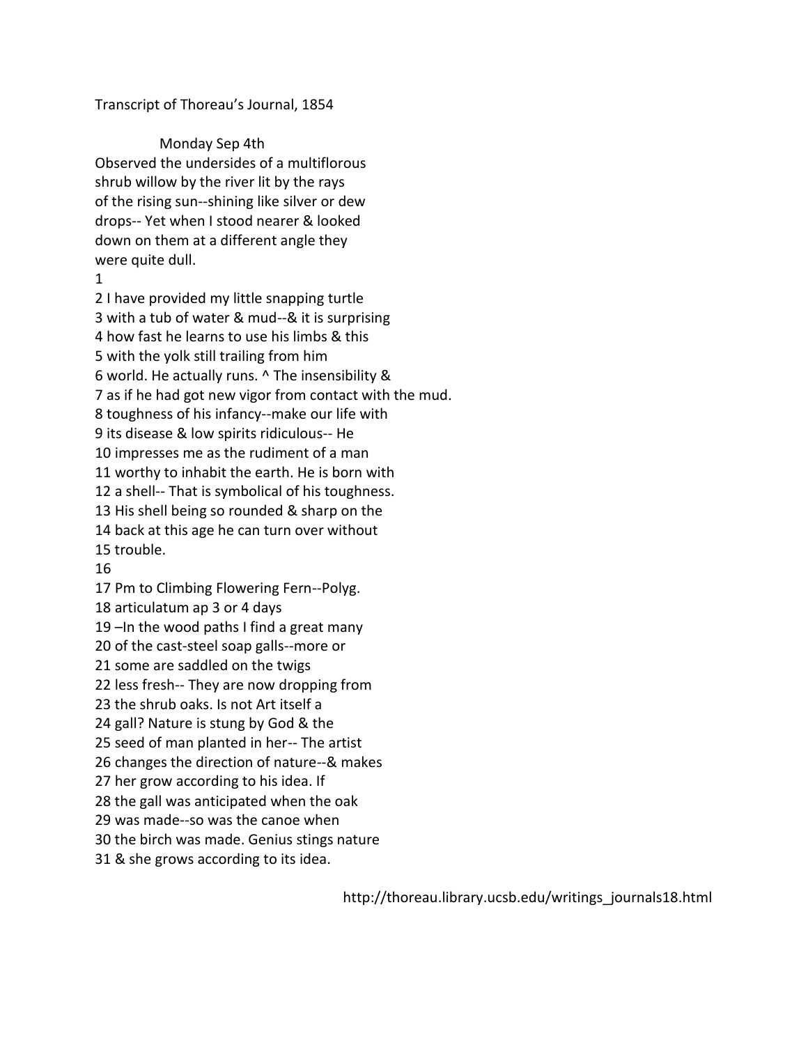Transcript of Thoreau's Journal, 1854

Monday Sep 4th

Observed the undersides of a multiflorous
shrub willow by the river lit by the rays
of the rising sun--shining like silver or dew
drops-- Yet when I stood nearer & looked
down on them at a different angle they
were quite dull.

1
2 I have provided my little snapping turtle
3 with a tub of water & mud--& it is surprising
4 how fast he learns to use his limbs & this
5 with the yolk still trailing from him
6 world. He actually runs. ^ The insensibility &
7 as if he had got new vigor from contact with the mud.
8 toughness of his infancy--make our life with
9 its disease & low spirits ridiculous-- He
10 impresses me as the rudiment of a man
11 worthy to inhabit the earth. He is born with
12 a shell-- That is symbolical of his toughness.
13 His shell being so rounded & sharp on the
14 back at this age he can turn over without
15 trouble.
16
17 Pm to Climbing Flowering Fern--Polyg.
18 articulatum ap 3 or 4 days
19 –In the wood paths I find a great many
20 of the cast-steel soap galls--more or
21 some are saddled on the twigs
22 less fresh-- They are now dropping from
23 the shrub oaks. Is not Art itself a
24 gall? Nature is stung by God & the
25 seed of man planted in her-- The artist
26 changes the direction of nature--& makes
27 her grow according to his idea. If
28 the gall was anticipated when the oak
29 was made--so was the canoe when
30 the birch was made. Genius stings nature
31 & she grows according to its idea.

http://thoreau.library.ucsb.edu/writings_journals18.html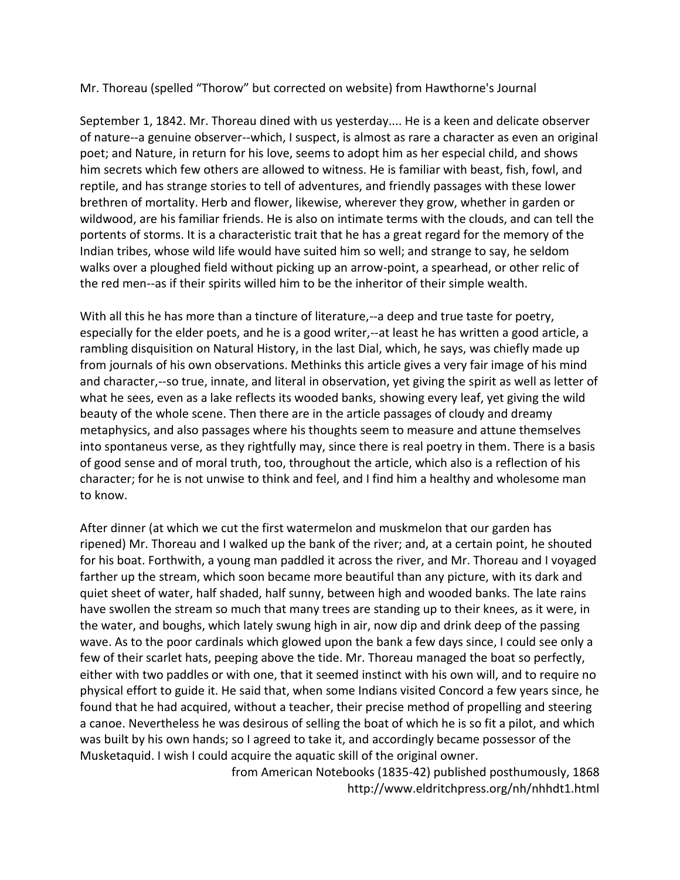Mr. Thoreau (spelled "Thorow" but corrected on website) from Hawthorne's Journal

September 1, 1842. Mr. Thoreau dined with us yesterday.... He is a keen and delicate observer of nature--a genuine observer--which, I suspect, is almost as rare a character as even an original poet; and Nature, in return for his love, seems to adopt him as her especial child, and shows him secrets which few others are allowed to witness. He is familiar with beast, fish, fowl, and reptile, and has strange stories to tell of adventures, and friendly passages with these lower brethren of mortality. Herb and flower, likewise, wherever they grow, whether in garden or wildwood, are his familiar friends. He is also on intimate terms with the clouds, and can tell the portents of storms. It is a characteristic trait that he has a great regard for the memory of the Indian tribes, whose wild life would have suited him so well; and strange to say, he seldom walks over a ploughed field without picking up an arrow-point, a spearhead, or other relic of the red men--as if their spirits willed him to be the inheritor of their simple wealth.

With all this he has more than a tincture of literature,--a deep and true taste for poetry, especially for the elder poets, and he is a good writer,--at least he has written a good article, a rambling disquisition on Natural History, in the last Dial, which, he says, was chiefly made up from journals of his own observations. Methinks this article gives a very fair image of his mind and character,--so true, innate, and literal in observation, yet giving the spirit as well as letter of what he sees, even as a lake reflects its wooded banks, showing every leaf, yet giving the wild beauty of the whole scene. Then there are in the article passages of cloudy and dreamy metaphysics, and also passages where his thoughts seem to measure and attune themselves into spontaneus verse, as they rightfully may, since there is real poetry in them. There is a basis of good sense and of moral truth, too, throughout the article, which also is a reflection of his character; for he is not unwise to think and feel, and I find him a healthy and wholesome man to know.

After dinner (at which we cut the first watermelon and muskmelon that our garden has ripened) Mr. Thoreau and I walked up the bank of the river; and, at a certain point, he shouted for his boat. Forthwith, a young man paddled it across the river, and Mr. Thoreau and I voyaged farther up the stream, which soon became more beautiful than any picture, with its dark and quiet sheet of water, half shaded, half sunny, between high and wooded banks. The late rains have swollen the stream so much that many trees are standing up to their knees, as it were, in the water, and boughs, which lately swung high in air, now dip and drink deep of the passing wave. As to the poor cardinals which glowed upon the bank a few days since, I could see only a few of their scarlet hats, peeping above the tide. Mr. Thoreau managed the boat so perfectly, either with two paddles or with one, that it seemed instinct with his own will, and to require no physical effort to guide it. He said that, when some Indians visited Concord a few years since, he found that he had acquired, without a teacher, their precise method of propelling and steering a canoe. Nevertheless he was desirous of selling the boat of which he is so fit a pilot, and which was built by his own hands; so I agreed to take it, and accordingly became possessor of the Musketaquid. I wish I could acquire the aquatic skill of the original owner.

from American Notebooks (1835-42) published posthumously, 1868
http://www.eldritchpress.org/nh/nhhdt1.html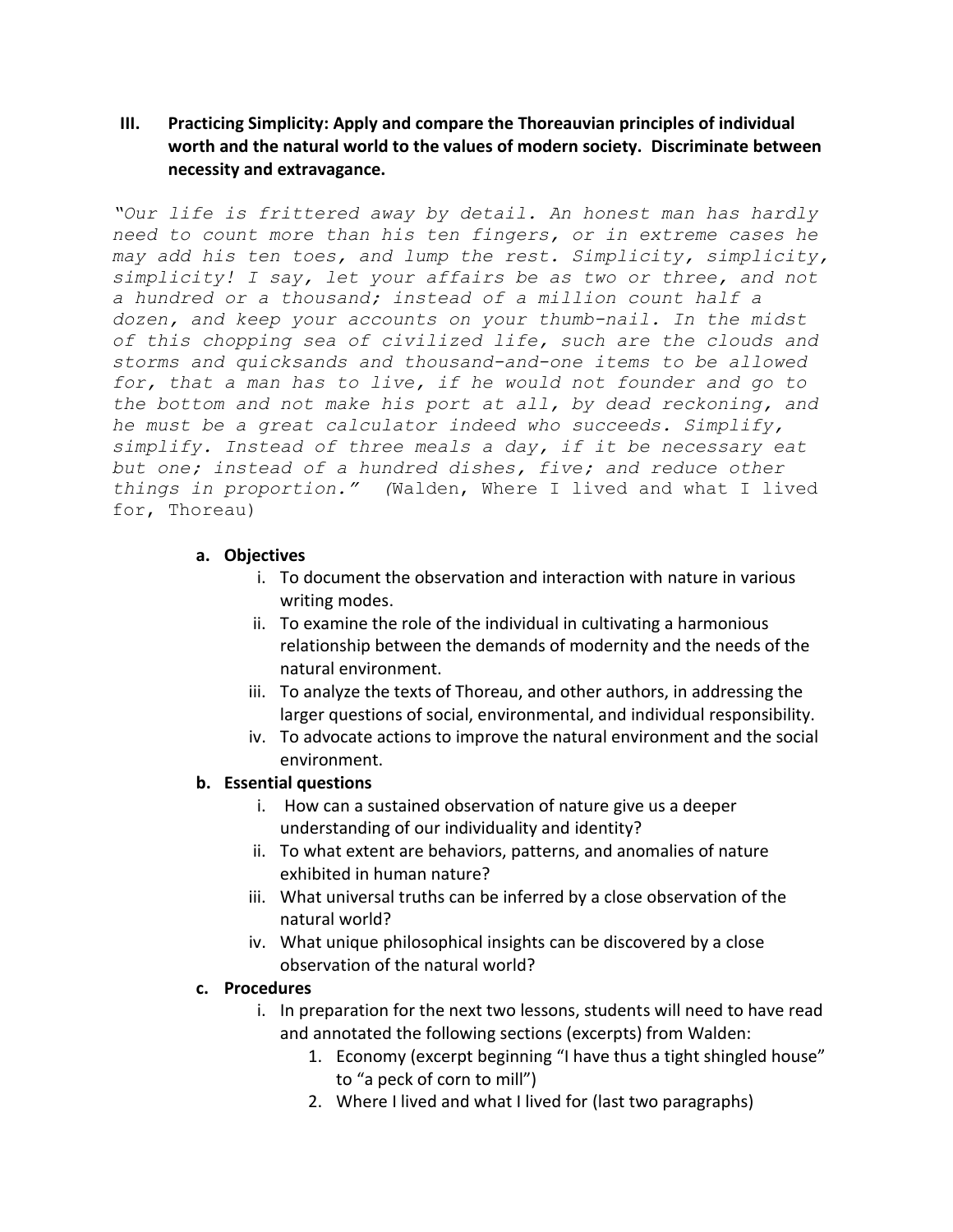### III. Practicing Simplicity: Apply and compare the Thoreauvian principles of individual worth and the natural world to the values of modern society. Discriminate between necessity and extravagance.

*"Our life is frittered away by detail. An honest man has hardly need to count more than his ten fingers, or in extreme cases he may add his ten toes, and lump the rest. Simplicity, simplicity, simplicity! I say, let your affairs be as two or three, and not a hundred or a thousand; instead of a million count half a dozen, and keep your accounts on your thumb-nail. In the midst of this chopping sea of civilized life, such are the clouds and storms and quicksands and thousand-and-one items to be allowed for, that a man has to live, if he would not founder and go to the bottom and not make his port at all, by dead reckoning, and he must be a great calculator indeed who succeeds. Simplify, simplify. Instead of three meals a day, if it be necessary eat but one; instead of a hundred dishes, five; and reduce other things in proportion." (*Walden, Where I lived and what I lived for, Thoreau)

**a. Objectives**

i. To document the observation and interaction with nature in various writing modes.

ii. To examine the role of the individual in cultivating a harmonious relationship between the demands of modernity and the needs of the natural environment.

iii. To analyze the texts of Thoreau, and other authors, in addressing the larger questions of social, environmental, and individual responsibility.

iv. To advocate actions to improve the natural environment and the social environment.

**b. Essential questions**

i. How can a sustained observation of nature give us a deeper understanding of our individuality and identity?

ii. To what extent are behaviors, patterns, and anomalies of nature exhibited in human nature?

iii. What universal truths can be inferred by a close observation of the natural world?

iv. What unique philosophical insights can be discovered by a close observation of the natural world?

**c. Procedures**

i. In preparation for the next two lessons, students will need to have read and annotated the following sections (excerpts) from Walden:

1. Economy (excerpt beginning "I have thus a tight shingled house" to "a peck of corn to mill")
2. Where I lived and what I lived for (last two paragraphs)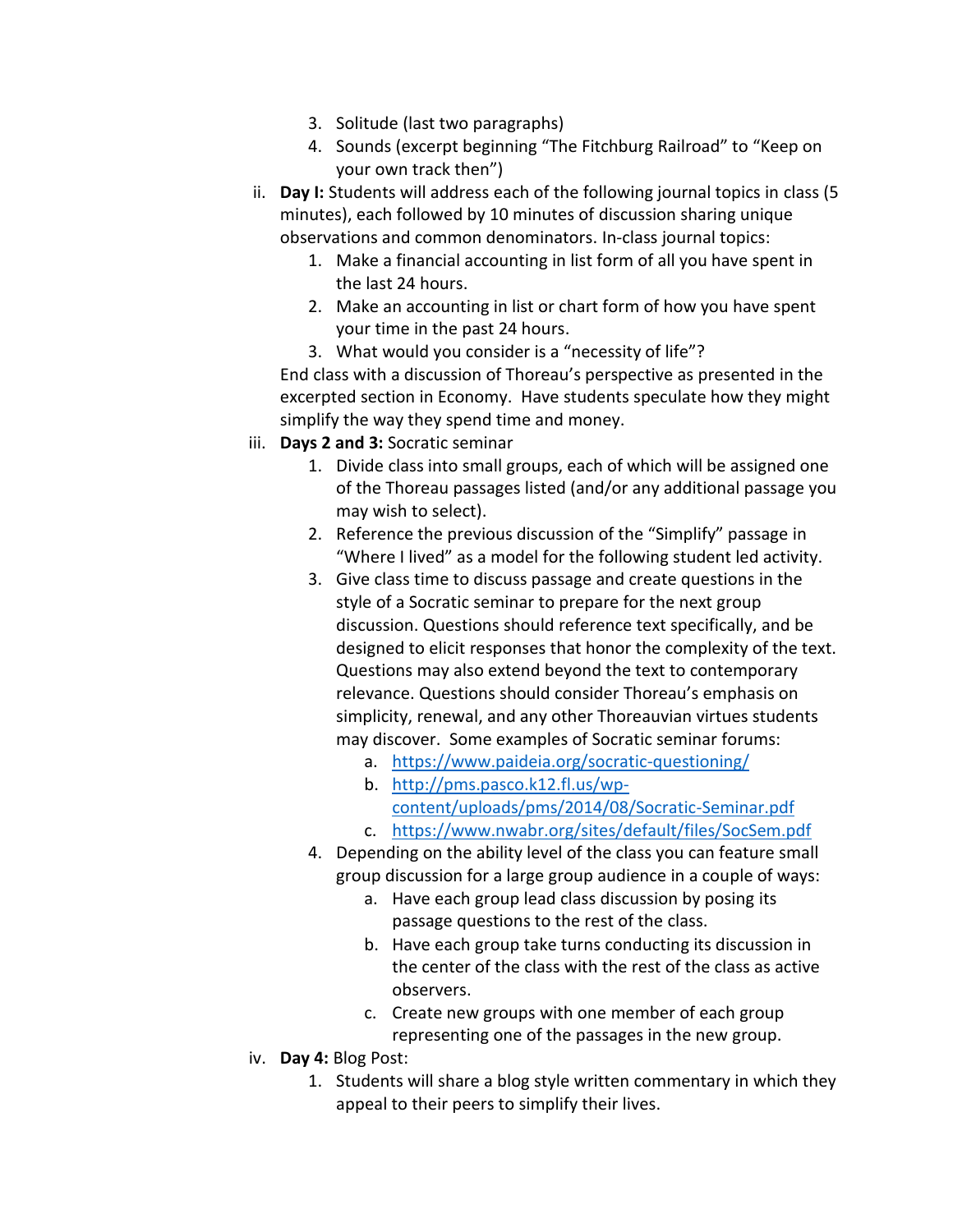3. Solitude (last two paragraphs)
4. Sounds (excerpt beginning "The Fitchburg Railroad" to "Keep on your own track then")

ii. **Day I:** Students will address each of the following journal topics in class (5 minutes), each followed by 10 minutes of discussion sharing unique observations and common denominators. In-class journal topics:

   1. Make a financial accounting in list form of all you have spent in the last 24 hours.
   2. Make an accounting in list or chart form of how you have spent your time in the past 24 hours.
   3. What would you consider is a "necessity of life"?

   End class with a discussion of Thoreau's perspective as presented in the excerpted section in Economy. Have students speculate how they might simplify the way they spend time and money.

iii. **Days 2 and 3:** Socratic seminar

   1. Divide class into small groups, each of which will be assigned one of the Thoreau passages listed (and/or any additional passage you may wish to select).
   2. Reference the previous discussion of the "Simplify" passage in "Where I lived" as a model for the following student led activity.
   3. Give class time to discuss passage and create questions in the style of a Socratic seminar to prepare for the next group discussion. Questions should reference text specifically, and be designed to elicit responses that honor the complexity of the text. Questions may also extend beyond the text to contemporary relevance. Questions should consider Thoreau's emphasis on simplicity, renewal, and any other Thoreauvian virtues students may discover. Some examples of Socratic seminar forums:
      a. https://www.paideia.org/socratic-questioning/
      b. http://pms.pasco.k12.fl.us/wp-content/uploads/pms/2014/08/Socratic-Seminar.pdf
      c. https://www.nwabr.org/sites/default/files/SocSem.pdf
   4. Depending on the ability level of the class you can feature small group discussion for a large group audience in a couple of ways:
      a. Have each group lead class discussion by posing its passage questions to the rest of the class.
      b. Have each group take turns conducting its discussion in the center of the class with the rest of the class as active observers.
      c. Create new groups with one member of each group representing one of the passages in the new group.

iv. **Day 4:** Blog Post:

   1. Students will share a blog style written commentary in which they appeal to their peers to simplify their lives.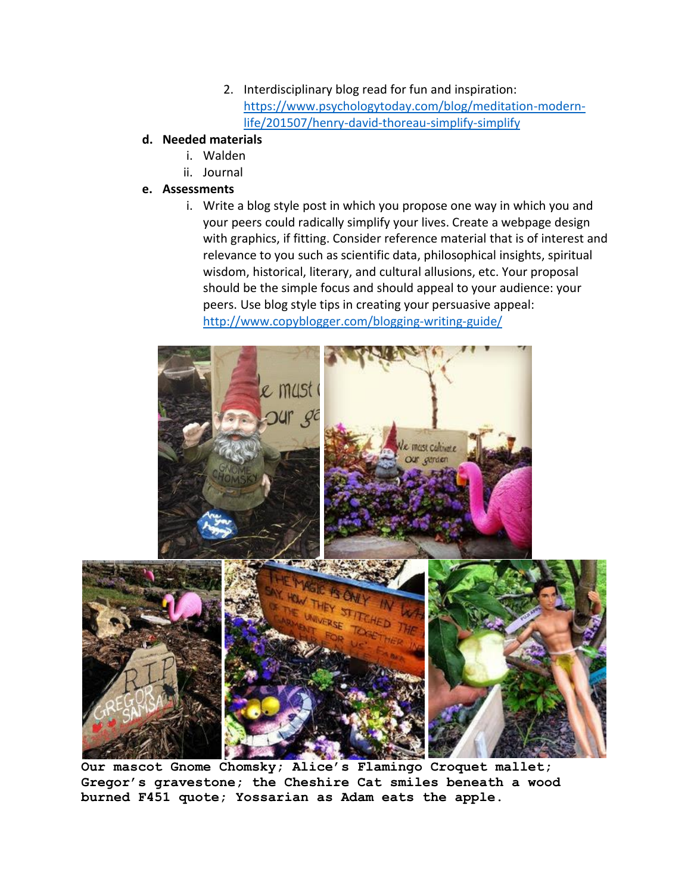2. Interdisciplinary blog read for fun and inspiration: https://www.psychologytoday.com/blog/meditation-modern-life/201507/henry-david-thoreau-simplify-simplify

**d. Needed materials**

i. Walden

ii. Journal

**e. Assessments**

i. Write a blog style post in which you propose one way in which you and your peers could radically simplify your lives. Create a webpage design with graphics, if fitting. Consider reference material that is of interest and relevance to you such as scientific data, philosophical insights, spiritual wisdom, historical, literary, and cultural allusions, etc. Your proposal should be the simple focus and should appeal to your audience: your peers. Use blog style tips in creating your persuasive appeal: http://www.copyblogger.com/blogging-writing-guide/

**Our mascot Gnome Chomsky; Alice's Flamingo Croquet mallet; Gregor's gravestone; the Cheshire Cat smiles beneath a wood burned F451 quote; Yossarian as Adam eats the apple.**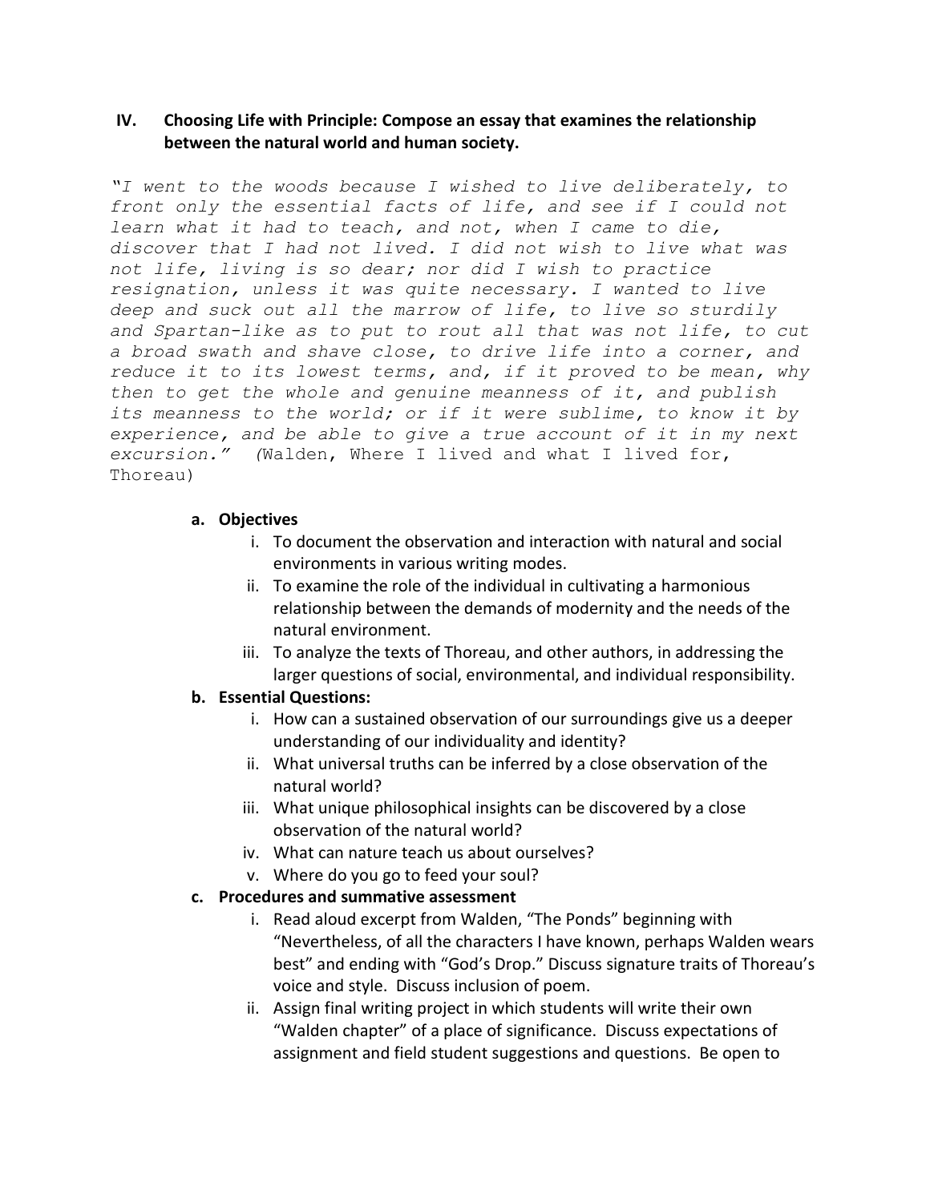## IV. Choosing Life with Principle: Compose an essay that examines the relationship between the natural world and human society.

*"I went to the woods because I wished to live deliberately, to front only the essential facts of life, and see if I could not learn what it had to teach, and not, when I came to die, discover that I had not lived. I did not wish to live what was not life, living is so dear; nor did I wish to practice resignation, unless it was quite necessary. I wanted to live deep and suck out all the marrow of life, to live so sturdily and Spartan-like as to put to rout all that was not life, to cut a broad swath and shave close, to drive life into a corner, and reduce it to its lowest terms, and, if it proved to be mean, why then to get the whole and genuine meanness of it, and publish its meanness to the world; or if it were sublime, to know it by experience, and be able to give a true account of it in my next excursion." (*Walden, Where I lived and what I lived for, Thoreau)

**a. Objectives**

i. To document the observation and interaction with natural and social environments in various writing modes.

ii. To examine the role of the individual in cultivating a harmonious relationship between the demands of modernity and the needs of the natural environment.

iii. To analyze the texts of Thoreau, and other authors, in addressing the larger questions of social, environmental, and individual responsibility.

**b. Essential Questions:**

i. How can a sustained observation of our surroundings give us a deeper understanding of our individuality and identity?

ii. What universal truths can be inferred by a close observation of the natural world?

iii. What unique philosophical insights can be discovered by a close observation of the natural world?

iv. What can nature teach us about ourselves?

v. Where do you go to feed your soul?

**c. Procedures and summative assessment**

i. Read aloud excerpt from Walden, "The Ponds" beginning with "Nevertheless, of all the characters I have known, perhaps Walden wears best" and ending with "God's Drop." Discuss signature traits of Thoreau's voice and style. Discuss inclusion of poem.

ii. Assign final writing project in which students will write their own "Walden chapter" of a place of significance. Discuss expectations of assignment and field student suggestions and questions. Be open to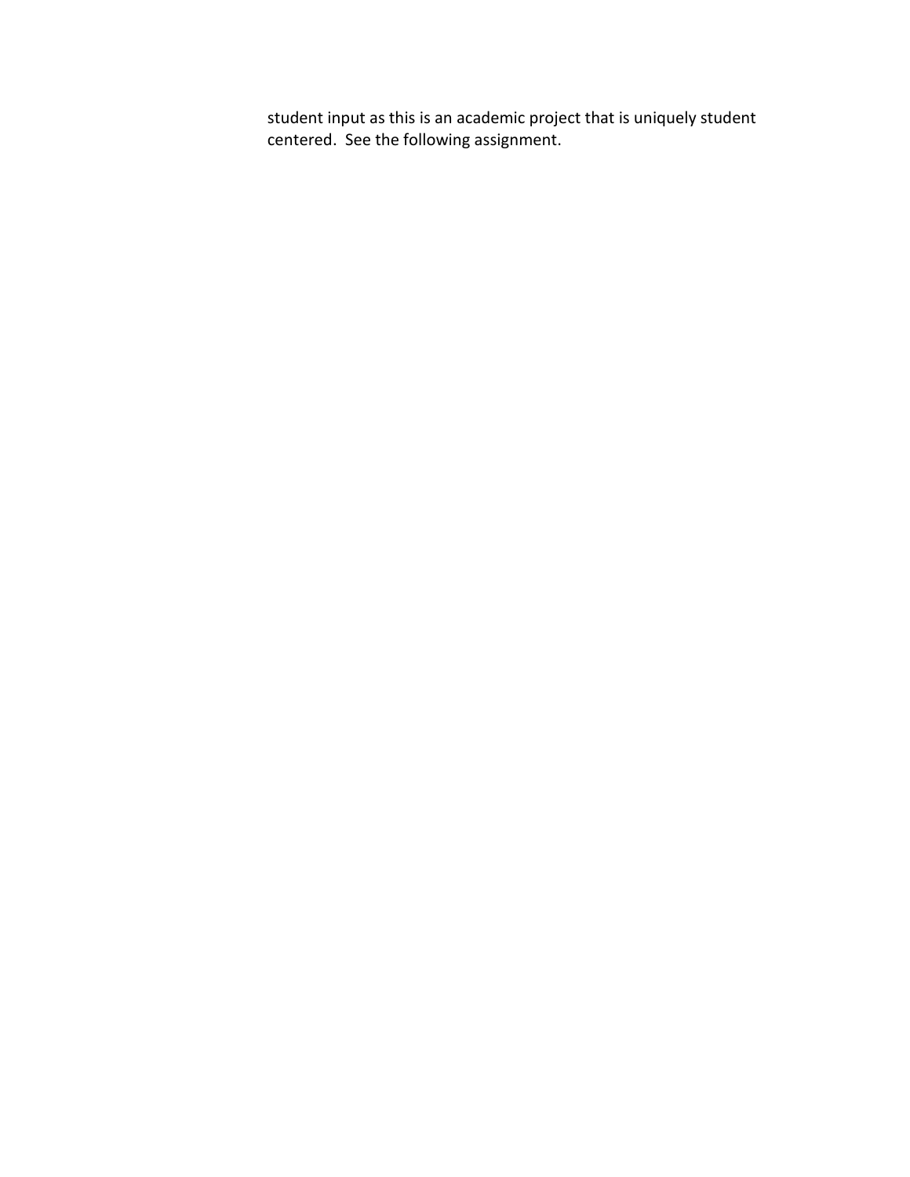student input as this is an academic project that is uniquely student centered.  See the following assignment.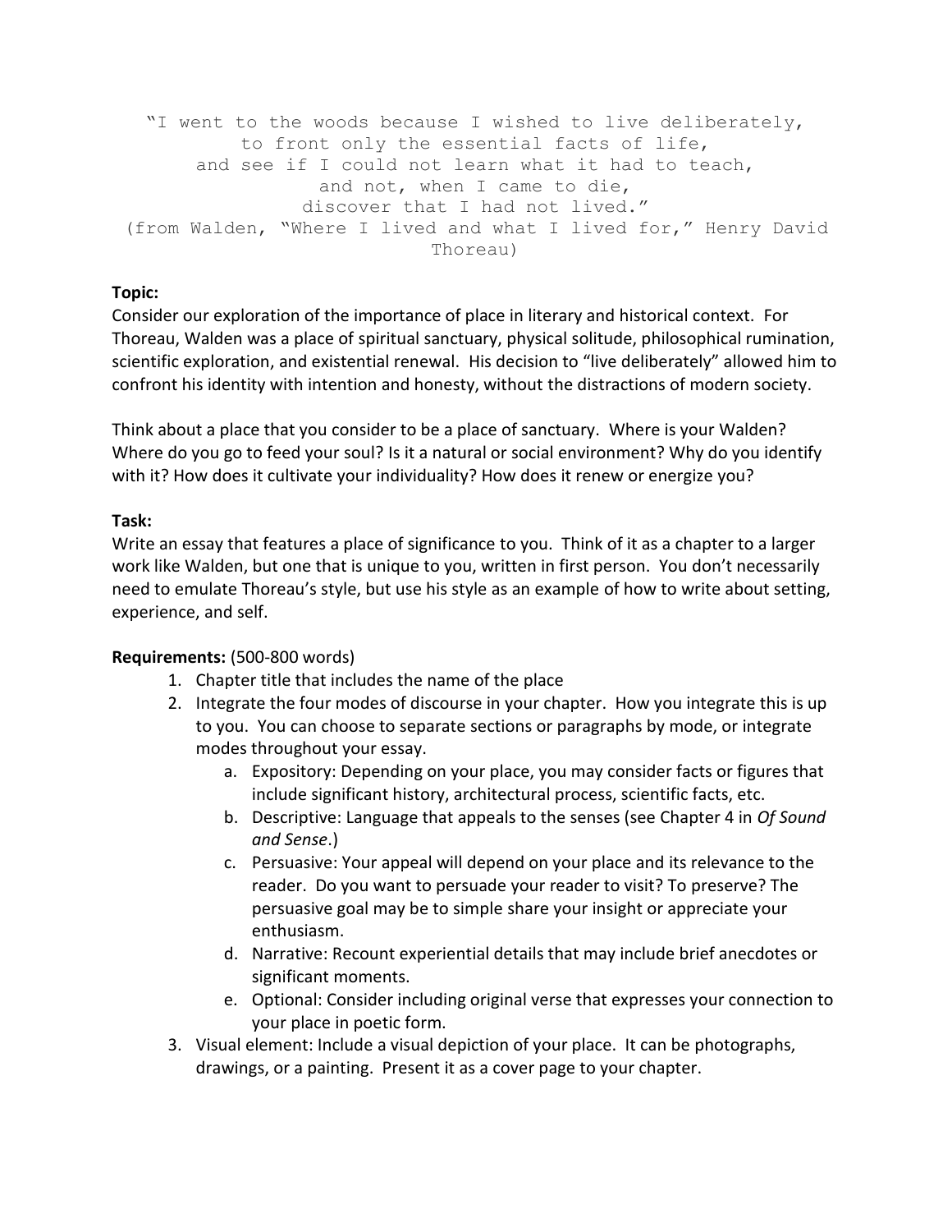"I went to the woods because I wished to live deliberately,
to front only the essential facts of life,
and see if I could not learn what it had to teach,
and not, when I came to die,
discover that I had not lived."
(from Walden, "Where I lived and what I lived for," Henry David Thoreau)

**Topic:**

Consider our exploration of the importance of place in literary and historical context. For Thoreau, Walden was a place of spiritual sanctuary, physical solitude, philosophical rumination, scientific exploration, and existential renewal. His decision to "live deliberately" allowed him to confront his identity with intention and honesty, without the distractions of modern society.

Think about a place that you consider to be a place of sanctuary. Where is your Walden? Where do you go to feed your soul? Is it a natural or social environment? Why do you identify with it? How does it cultivate your individuality? How does it renew or energize you?

**Task:**

Write an essay that features a place of significance to you. Think of it as a chapter to a larger work like Walden, but one that is unique to you, written in first person. You don't necessarily need to emulate Thoreau's style, but use his style as an example of how to write about setting, experience, and self.

**Requirements:** (500-800 words)

1. Chapter title that includes the name of the place
2. Integrate the four modes of discourse in your chapter. How you integrate this is up to you. You can choose to separate sections or paragraphs by mode, or integrate modes throughout your essay.
    a. Expository: Depending on your place, you may consider facts or figures that include significant history, architectural process, scientific facts, etc.
    b. Descriptive: Language that appeals to the senses (see Chapter 4 in *Of Sound and Sense*.)
    c. Persuasive: Your appeal will depend on your place and its relevance to the reader. Do you want to persuade your reader to visit? To preserve? The persuasive goal may be to simple share your insight or appreciate your enthusiasm.
    d. Narrative: Recount experiential details that may include brief anecdotes or significant moments.
    e. Optional: Consider including original verse that expresses your connection to your place in poetic form.
3. Visual element: Include a visual depiction of your place. It can be photographs, drawings, or a painting. Present it as a cover page to your chapter.